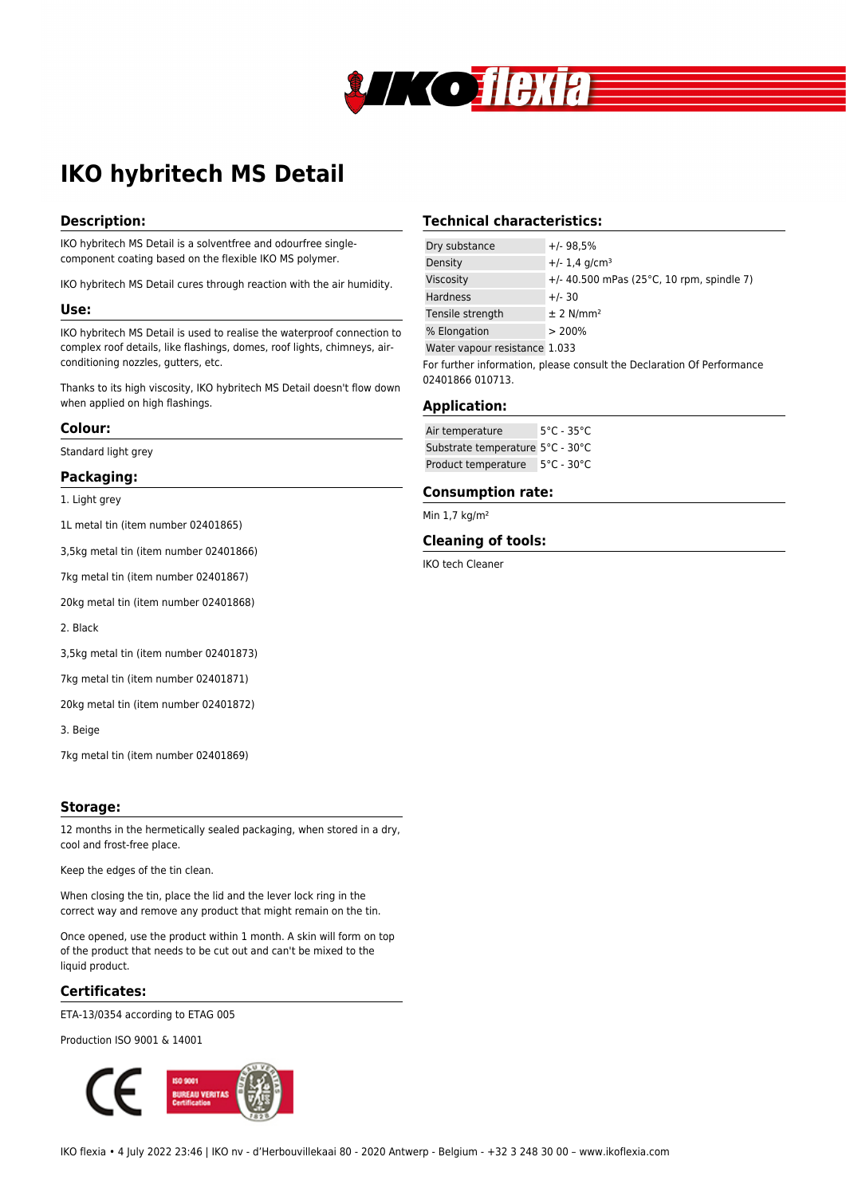# IKO hybritech MS Detail

## Description:

IKO hybritech MS Detail is a solventfree and odourfree single-component coating based on the flexible IKO MS polymer.

IKO hybritech MS Detail cures through reaction with the air humidity.

## Use:

IKO hybritech MS Detail is used to realise the waterproof connection to complex roof details, like flashings, domes, roof lights, chimneys, air-conditioning nozzles, gutters, etc.

Thanks to its high viscosity, IKO hybritech MS Detail doesn't flow down when applied on high flashings.

## Colour:

Standard light grey

## Packaging:

1. Light grey

1L metal tin (item number 02401865)

3,5kg metal tin (item number 02401866)

7kg metal tin (item number 02401867)

20kg metal tin (item number 02401868)

2. Black

3,5kg metal tin (item number 02401873)

7kg metal tin (item number 02401871)

20kg metal tin (item number 02401872)

3. Beige

7kg metal tin (item number 02401869)

## Storage:

12 months in the hermetically sealed packaging, when stored in a dry, cool and frost-free place.

Keep the edges of the tin clean.

When closing the tin, place the lid and the lever lock ring in the correct way and remove any product that might remain on the tin.

Once opened, use the product within 1 month. A skin will form on top of the product that needs to be cut out and can't be mixed to the liquid product.

## Certificates:

ETA-13/0354 according to ETAG 005

Production ISO 9001 & 14001

## Technical characteristics:

| | |
|---|---|
| Dry substance | +/- 98,5% |
| Density | +/- 1,4 g/cm³ |
| Viscosity | +/- 40.500 mPas (25°C, 10 rpm, spindle 7) |
| Hardness | +/- 30 |
| Tensile strength | ± 2 N/mm² |
| % Elongation | > 200% |
| Water vapour resistance | 1.033 |

For further information, please consult the Declaration Of Performance 02401866 010713.

## Application:

| | |
|---|---|
| Air temperature | 5°C - 35°C |
| Substrate temperature | 5°C - 30°C |
| Product temperature | 5°C - 30°C |

## Consumption rate:

Min 1,7 kg/m²

## Cleaning of tools:

IKO tech Cleaner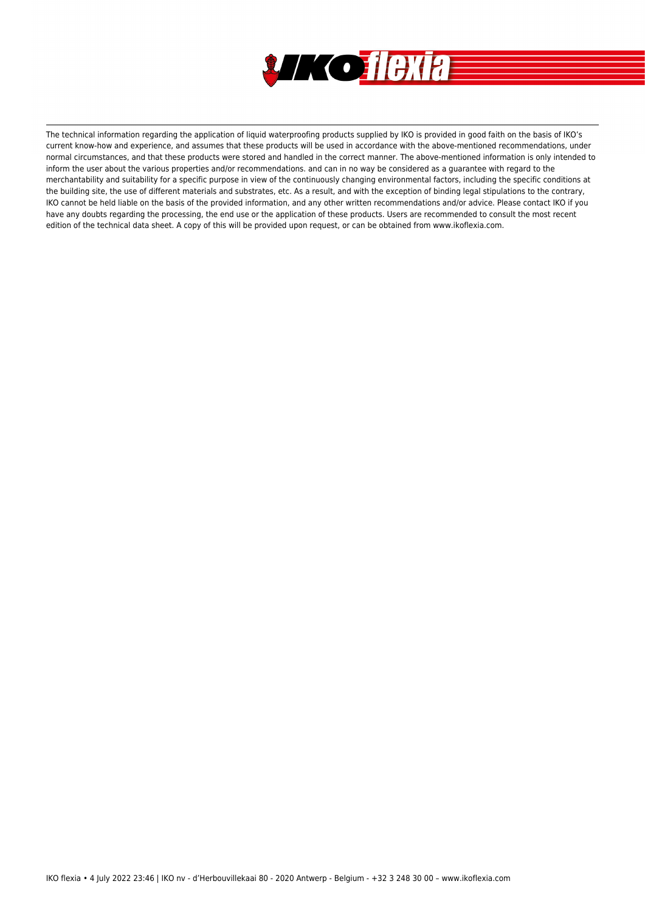The technical information regarding the application of liquid waterproofing products supplied by IKO is provided in good faith on the basis of IKO's current know-how and experience, and assumes that these products will be used in accordance with the above-mentioned recommendations, under normal circumstances, and that these products were stored and handled in the correct manner. The above-mentioned information is only intended to inform the user about the various properties and/or recommendations. and can in no way be considered as a guarantee with regard to the merchantability and suitability for a specific purpose in view of the continuously changing environmental factors, including the specific conditions at the building site, the use of different materials and substrates, etc. As a result, and with the exception of binding legal stipulations to the contrary, IKO cannot be held liable on the basis of the provided information, and any other written recommendations and/or advice. Please contact IKO if you have any doubts regarding the processing, the end use or the application of these products. Users are recommended to consult the most recent edition of the technical data sheet. A copy of this will be provided upon request, or can be obtained from www.ikoflexia.com.